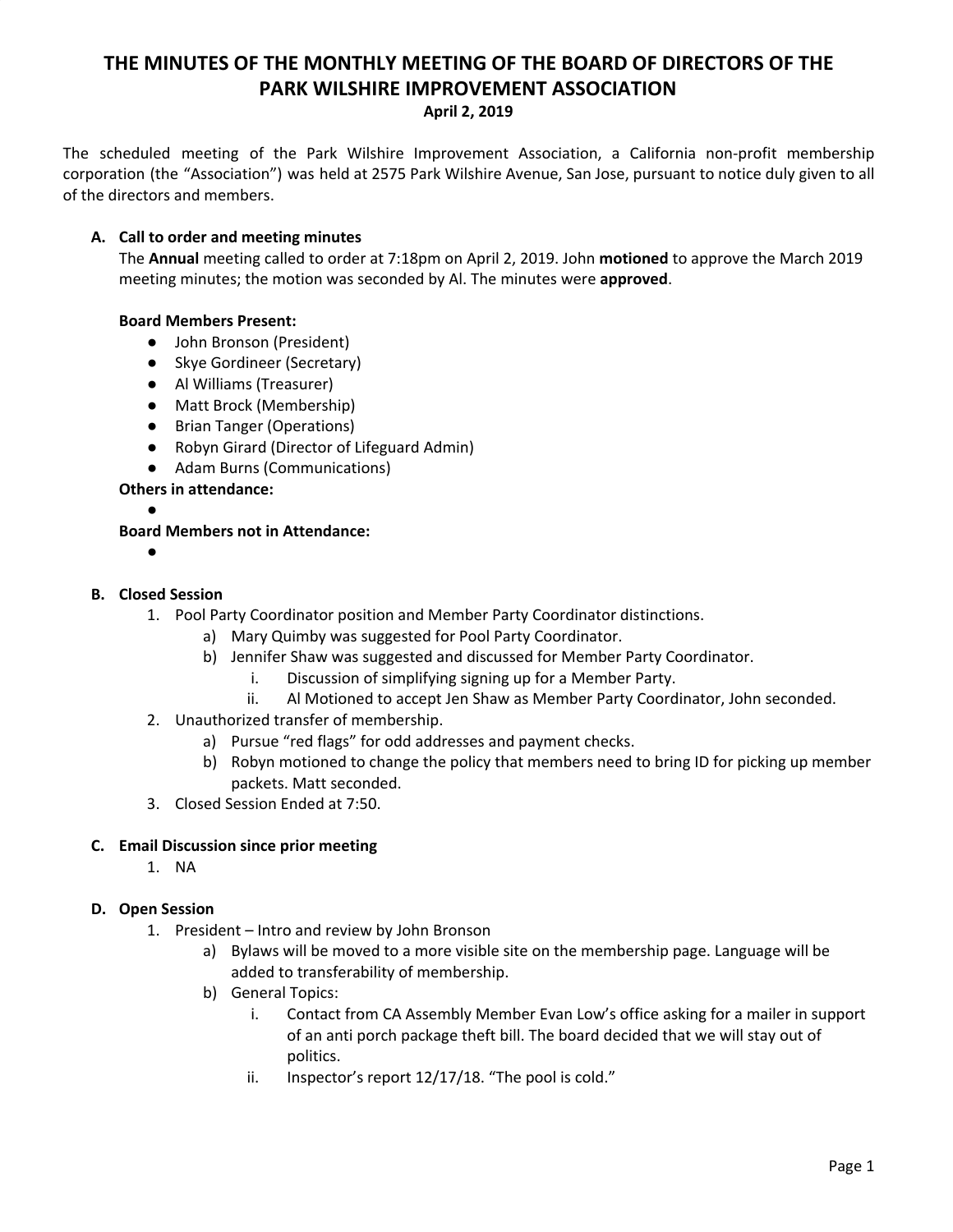# THE MINUTES OF THE MONTHLY MEETING OF THE BOARD OF DIRECTORS OF THE PARK WILSHIRE IMPROVEMENT ASSOCIATION

**April 2, 2019**

The scheduled meeting of the Park Wilshire Improvement Association, a California non-profit membership corporation (the "Association") was held at 2575 Park Wilshire Avenue, San Jose, pursuant to notice duly given to all of the directors and members.

### A. Call to order and meeting minutes

The **Annual** meeting called to order at 7:18pm on April 2, 2019. John **motioned** to approve the March 2019 meeting minutes; the motion was seconded by Al. The minutes were **approved**.

**Board Members Present:**

- John Bronson (President)
- Skye Gordineer (Secretary)
- Al Williams (Treasurer)
- Matt Brock (Membership)
- Brian Tanger (Operations)
- Robyn Girard (Director of Lifeguard Admin)
- Adam Burns (Communications)

**Others in attendance:**

- 

**Board Members not in Attendance:**

- 

### B. Closed Session

1. Pool Party Coordinator position and Member Party Coordinator distinctions.
   a) Mary Quimby was suggested for Pool Party Coordinator.
   b) Jennifer Shaw was suggested and discussed for Member Party Coordinator.
      i. Discussion of simplifying signing up for a Member Party.
      ii. Al Motioned to accept Jen Shaw as Member Party Coordinator, John seconded.
2. Unauthorized transfer of membership.
   a) Pursue "red flags" for odd addresses and payment checks.
   b) Robyn motioned to change the policy that members need to bring ID for picking up member packets. Matt seconded.
3. Closed Session Ended at 7:50.

### C. Email Discussion since prior meeting

1. NA

### D. Open Session

1. President – Intro and review by John Bronson
   a) Bylaws will be moved to a more visible site on the membership page. Language will be added to transferability of membership.
   b) General Topics:
      i. Contact from CA Assembly Member Evan Low's office asking for a mailer in support of an anti porch package theft bill. The board decided that we will stay out of politics.
      ii. Inspector's report 12/17/18. "The pool is cold."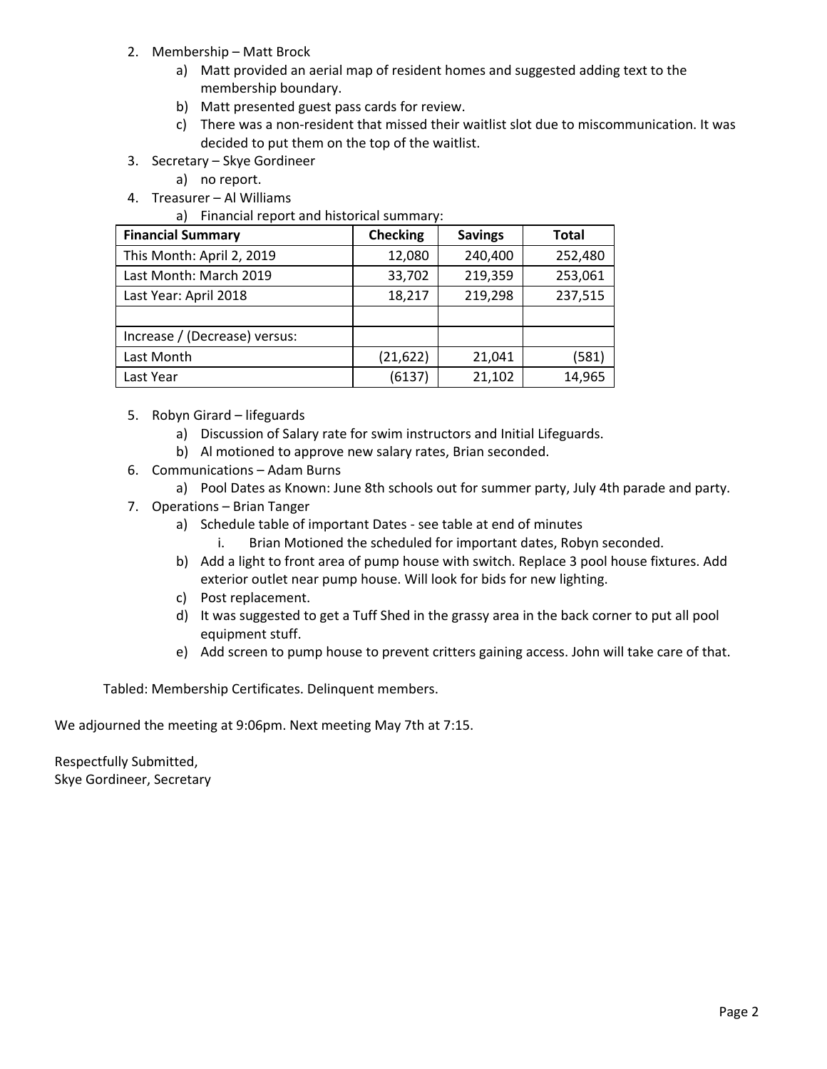2. Membership – Matt Brock
    a) Matt provided an aerial map of resident homes and suggested adding text to the membership boundary.
    b) Matt presented guest pass cards for review.
    c) There was a non-resident that missed their waitlist slot due to miscommunication. It was decided to put them on the top of the waitlist.
3. Secretary – Skye Gordineer
    a) no report.
4. Treasurer – Al Williams
    a) Financial report and historical summary:

| Financial Summary | Checking | Savings | Total |
|---|---|---|---|
| This Month: April 2, 2019 | 12,080 | 240,400 | 252,480 |
| Last Month: March 2019 | 33,702 | 219,359 | 253,061 |
| Last Year: April 2018 | 18,217 | 219,298 | 237,515 |
| | | | |
| Increase / (Decrease) versus: | | | |
| Last Month | (21,622) | 21,041 | (581) |
| Last Year | (6137) | 21,102 | 14,965 |

5. Robyn Girard – lifeguards
    a) Discussion of Salary rate for swim instructors and Initial Lifeguards.
    b) Al motioned to approve new salary rates, Brian seconded.
6. Communications – Adam Burns
    a) Pool Dates as Known: June 8th schools out for summer party, July 4th parade and party.
7. Operations – Brian Tanger
    a) Schedule table of important Dates - see table at end of minutes
        i. Brian Motioned the scheduled for important dates, Robyn seconded.
    b) Add a light to front area of pump house with switch. Replace 3 pool house fixtures. Add exterior outlet near pump house. Will look for bids for new lighting.
    c) Post replacement.
    d) It was suggested to get a Tuff Shed in the grassy area in the back corner to put all pool equipment stuff.
    e) Add screen to pump house to prevent critters gaining access. John will take care of that.

Tabled: Membership Certificates. Delinquent members.

We adjourned the meeting at 9:06pm. Next meeting May 7th at 7:15.

Respectfully Submitted,
Skye Gordineer, Secretary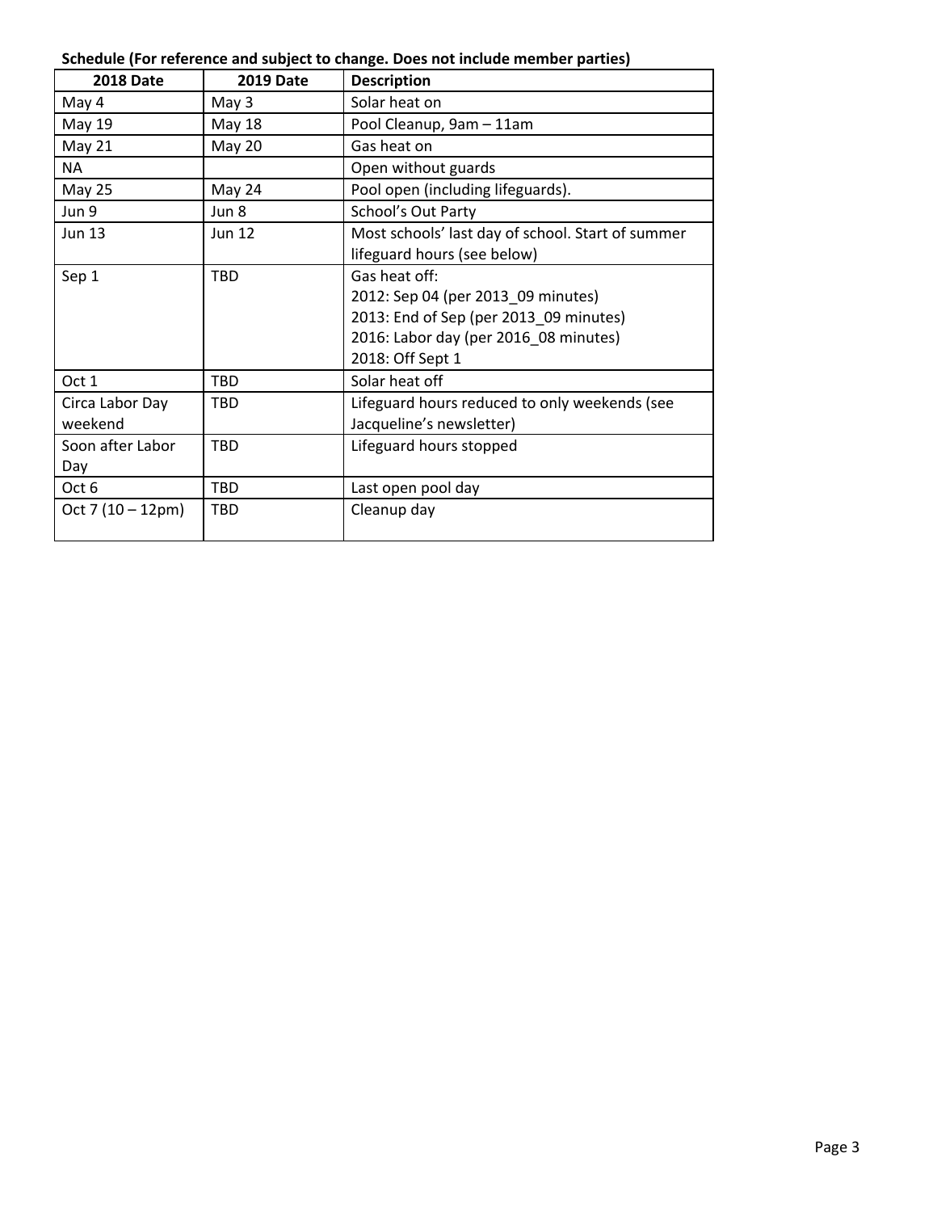**Schedule (For reference and subject to change. Does not include member parties)**

| 2018 Date | 2019 Date | Description |
|---|---|---|
| May 4 | May 3 | Solar heat on |
| May 19 | May 18 | Pool Cleanup, 9am – 11am |
| May 21 | May 20 | Gas heat on |
| NA | | Open without guards |
| May 25 | May 24 | Pool open (including lifeguards). |
| Jun 9 | Jun 8 | School's Out Party |
| Jun 13 | Jun 12 | Most schools' last day of school. Start of summer lifeguard hours (see below) |
| Sep 1 | TBD | Gas heat off:<br>2012: Sep 04 (per 2013_09 minutes)<br>2013: End of Sep (per 2013_09 minutes)<br>2016: Labor day (per 2016_08 minutes)<br>2018: Off Sept 1 |
| Oct 1 | TBD | Solar heat off |
| Circa Labor Day weekend | TBD | Lifeguard hours reduced to only weekends (see Jacqueline's newsletter) |
| Soon after Labor Day | TBD | Lifeguard hours stopped |
| Oct 6 | TBD | Last open pool day |
| Oct 7 (10 – 12pm) | TBD | Cleanup day |